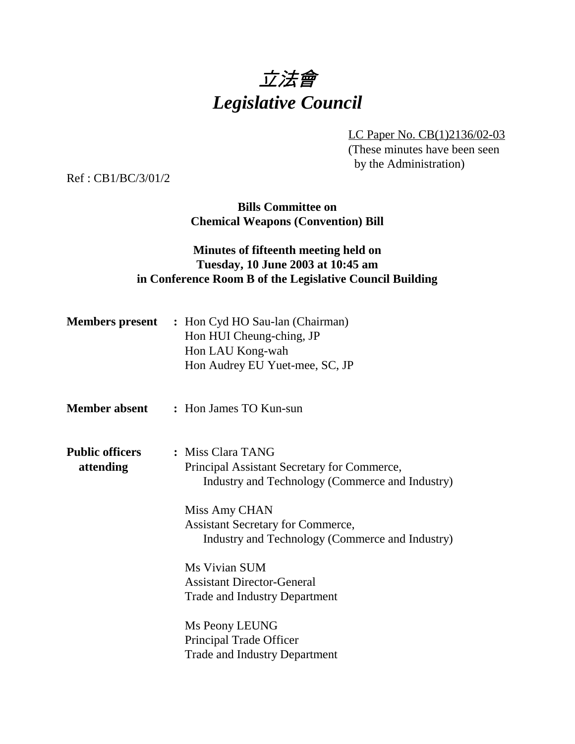# 立法會
# *Legislative Council*

LC Paper No. CB(1)2136/02-03
(These minutes have been seen by the Administration)

Ref : CB1/BC/3/01/2

**Bills Committee on**
**Chemical Weapons (Convention) Bill**

**Minutes of fifteenth meeting held on**
**Tuesday, 10 June 2003 at 10:45 am**
**in Conference Room B of the Legislative Council Building**

**Members present** : Hon Cyd HO Sau-lan (Chairman)
Hon HUI Cheung-ching, JP
Hon LAU Kong-wah
Hon Audrey EU Yuet-mee, SC, JP

**Member absent** : Hon James TO Kun-sun

**Public officers attending** : Miss Clara TANG
Principal Assistant Secretary for Commerce, Industry and Technology (Commerce and Industry)

Miss Amy CHAN
Assistant Secretary for Commerce, Industry and Technology (Commerce and Industry)

Ms Vivian SUM
Assistant Director-General
Trade and Industry Department

Ms Peony LEUNG
Principal Trade Officer
Trade and Industry Department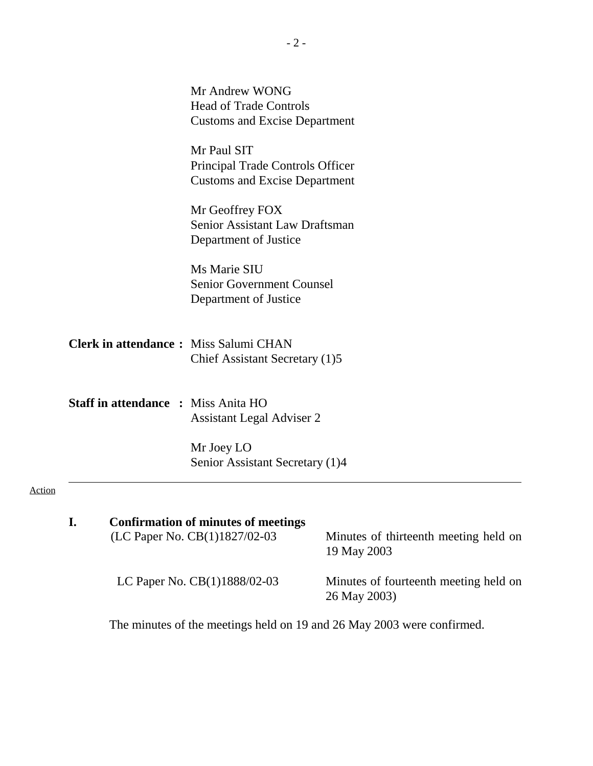Mr Andrew WONG
Head of Trade Controls
Customs and Excise Department

Mr Paul SIT
Principal Trade Controls Officer
Customs and Excise Department

Mr Geoffrey FOX
Senior Assistant Law Draftsman
Department of Justice

Ms Marie SIU
Senior Government Counsel
Department of Justice

**Clerk in attendance :** Miss Salumi CHAN
Chief Assistant Secretary (1)5

**Staff in attendance :** Miss Anita HO
Assistant Legal Adviser 2

Mr Joey LO
Senior Assistant Secretary (1)4

---

Action

**I. Confirmation of minutes of meetings**

(LC Paper No. CB(1)1827/02-03 — Minutes of thirteenth meeting held on 19 May 2003

LC Paper No. CB(1)1888/02-03 — Minutes of fourteenth meeting held on 26 May 2003)

The minutes of the meetings held on 19 and 26 May 2003 were confirmed.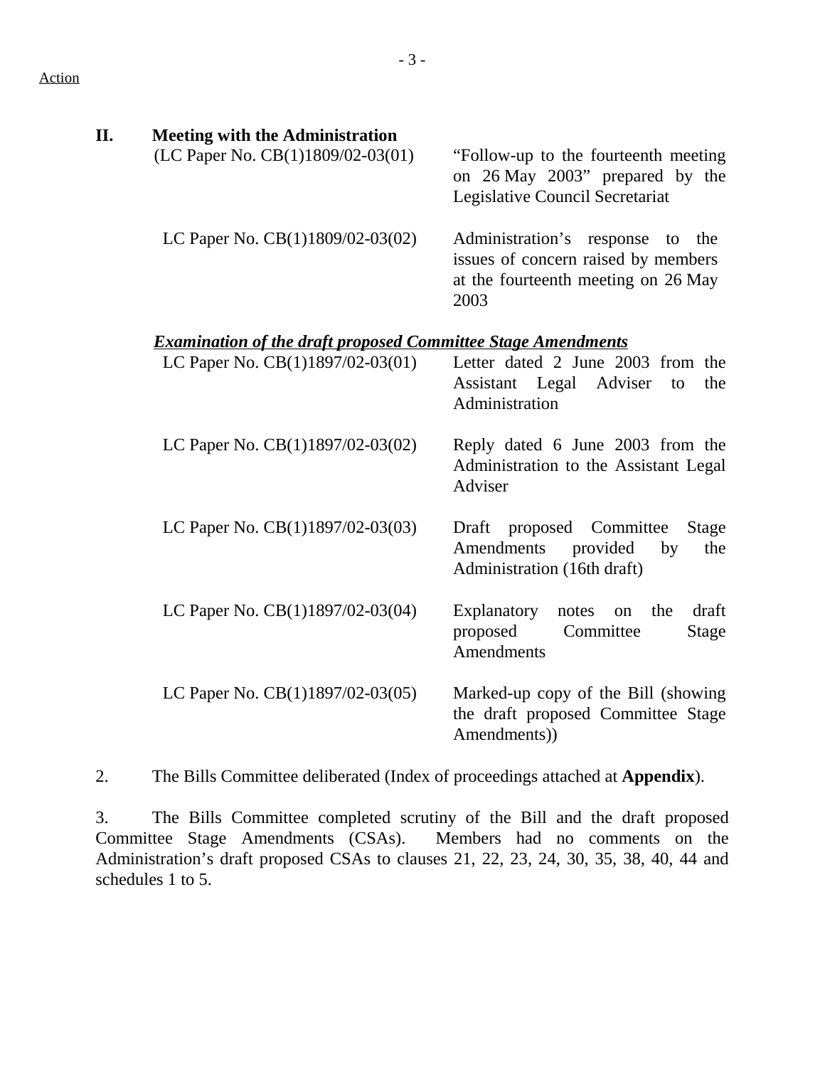Action

**II. Meeting with the Administration**

(LC Paper No. CB(1)1809/02-03(01) — "Follow-up to the fourteenth meeting on 26 May 2003" prepared by the Legislative Council Secretariat

LC Paper No. CB(1)1809/02-03(02) — Administration's response to the issues of concern raised by members at the fourteenth meeting on 26 May 2003

***Examination of the draft proposed Committee Stage Amendments***

LC Paper No. CB(1)1897/02-03(01) — Letter dated 2 June 2003 from the Assistant Legal Adviser to the Administration

LC Paper No. CB(1)1897/02-03(02) — Reply dated 6 June 2003 from the Administration to the Assistant Legal Adviser

LC Paper No. CB(1)1897/02-03(03) — Draft proposed Committee Stage Amendments provided by the Administration (16th draft)

LC Paper No. CB(1)1897/02-03(04) — Explanatory notes on the draft proposed Committee Stage Amendments

LC Paper No. CB(1)1897/02-03(05) — Marked-up copy of the Bill (showing the draft proposed Committee Stage Amendments))

2. The Bills Committee deliberated (Index of proceedings attached at **Appendix**).

3. The Bills Committee completed scrutiny of the Bill and the draft proposed Committee Stage Amendments (CSAs). Members had no comments on the Administration's draft proposed CSAs to clauses 21, 22, 23, 24, 30, 35, 38, 40, 44 and schedules 1 to 5.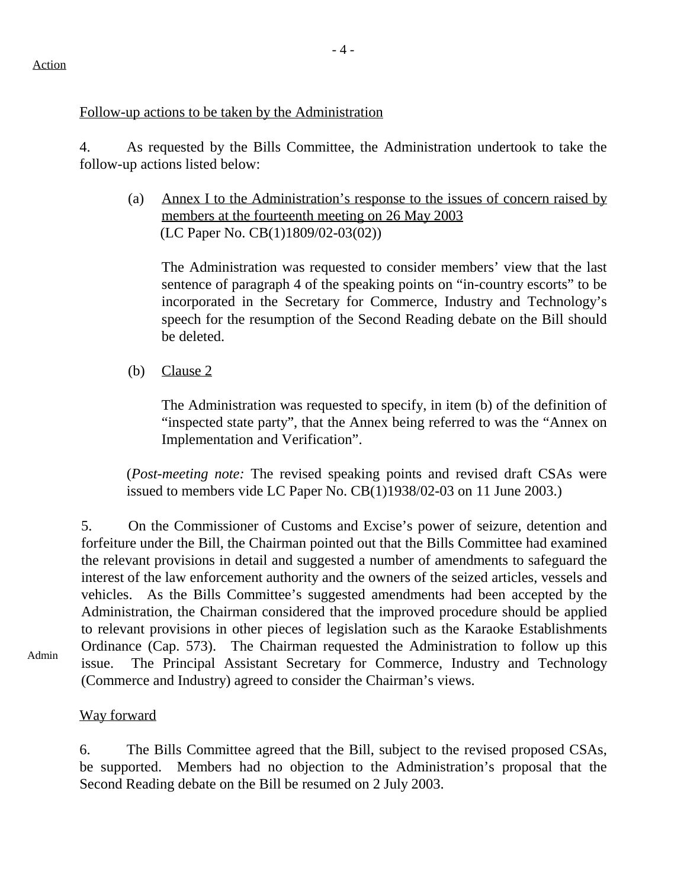Action

Follow-up actions to be taken by the Administration

4. As requested by the Bills Committee, the Administration undertook to take the follow-up actions listed below:

(a) Annex I to the Administration's response to the issues of concern raised by members at the fourteenth meeting on 26 May 2003 (LC Paper No. CB(1)1809/02-03(02))

The Administration was requested to consider members' view that the last sentence of paragraph 4 of the speaking points on "in-country escorts" to be incorporated in the Secretary for Commerce, Industry and Technology's speech for the resumption of the Second Reading debate on the Bill should be deleted.

(b) Clause 2

The Administration was requested to specify, in item (b) of the definition of "inspected state party", that the Annex being referred to was the "Annex on Implementation and Verification".

(*Post-meeting note:* The revised speaking points and revised draft CSAs were issued to members vide LC Paper No. CB(1)1938/02-03 on 11 June 2003.)

5. On the Commissioner of Customs and Excise's power of seizure, detention and forfeiture under the Bill, the Chairman pointed out that the Bills Committee had examined the relevant provisions in detail and suggested a number of amendments to safeguard the interest of the law enforcement authority and the owners of the seized articles, vessels and vehicles. As the Bills Committee's suggested amendments had been accepted by the Administration, the Chairman considered that the improved procedure should be applied to relevant provisions in other pieces of legislation such as the Karaoke Establishments Ordinance (Cap. 573). The Chairman requested the Administration to follow up this issue. The Principal Assistant Secretary for Commerce, Industry and Technology (Commerce and Industry) agreed to consider the Chairman's views.

Admin

Way forward

6. The Bills Committee agreed that the Bill, subject to the revised proposed CSAs, be supported. Members had no objection to the Administration's proposal that the Second Reading debate on the Bill be resumed on 2 July 2003.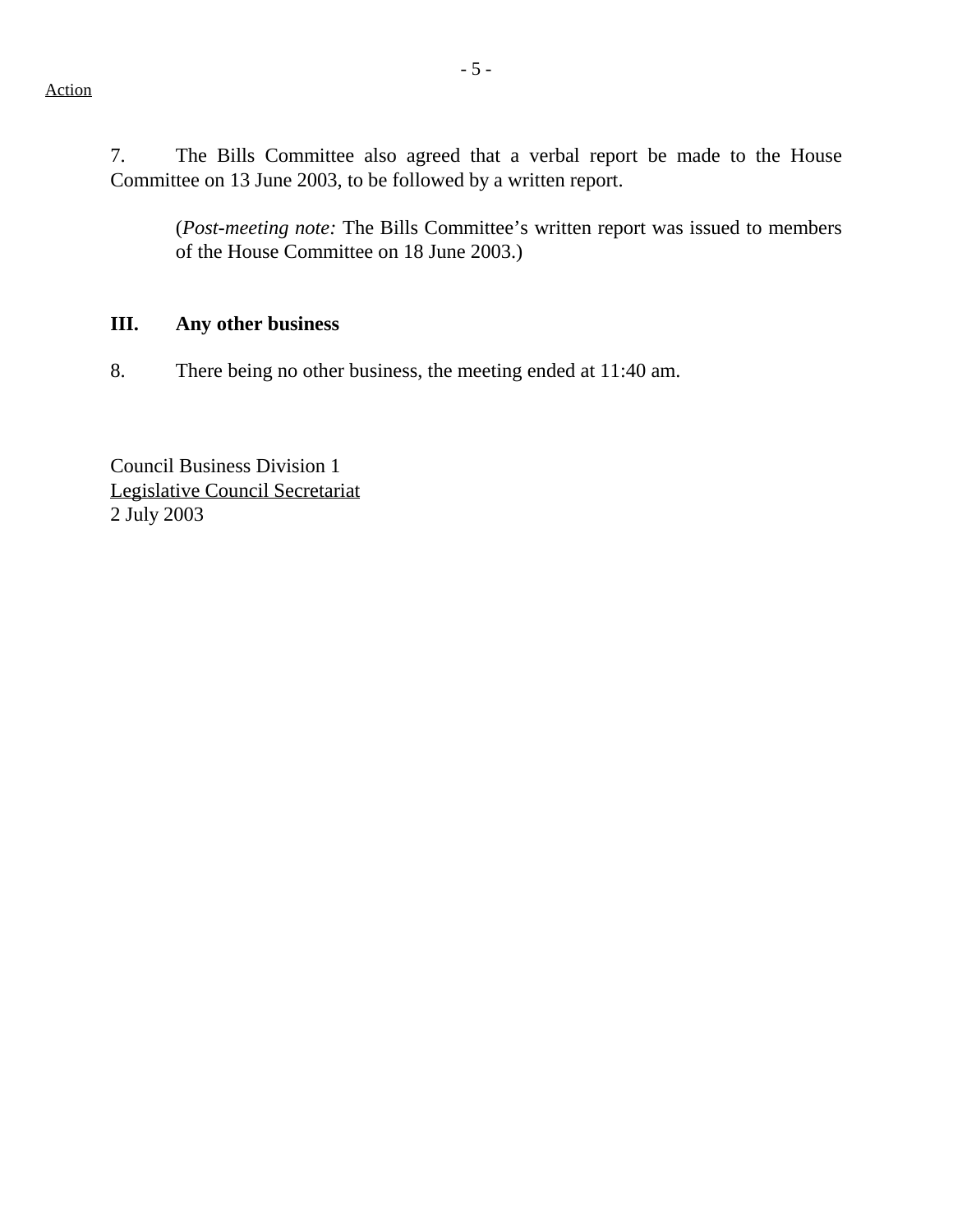Action

7. The Bills Committee also agreed that a verbal report be made to the House Committee on 13 June 2003, to be followed by a written report.

> (*Post-meeting note:* The Bills Committee's written report was issued to members of the House Committee on 18 June 2003.)

## III. Any other business

8. There being no other business, the meeting ended at 11:40 am.

Council Business Division 1
Legislative Council Secretariat
2 July 2003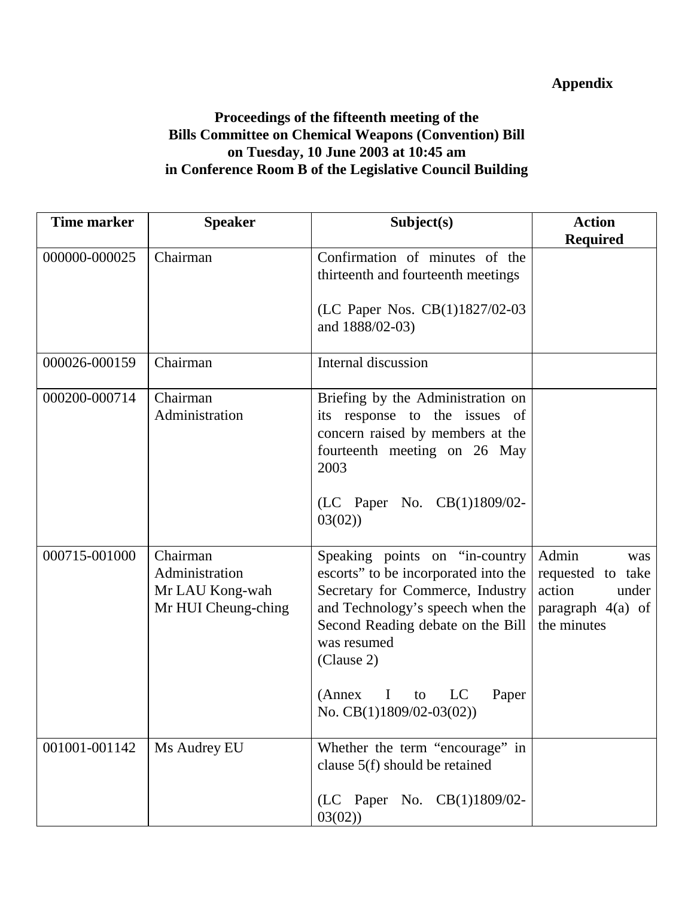**Appendix**

**Proceedings of the fifteenth meeting of the Bills Committee on Chemical Weapons (Convention) Bill on Tuesday, 10 June 2003 at 10:45 am in Conference Room B of the Legislative Council Building**

| Time marker | Speaker | Subject(s) | Action Required |
|---|---|---|---|
| 000000-000025 | Chairman | Confirmation of minutes of the thirteenth and fourteenth meetings<br><br>(LC Paper Nos. CB(1)1827/02-03 and 1888/02-03) | |
| 000026-000159 | Chairman | Internal discussion | |
| 000200-000714 | Chairman<br>Administration | Briefing by the Administration on its response to the issues of concern raised by members at the fourteenth meeting on 26 May 2003<br><br>(LC Paper No. CB(1)1809/02-03(02)) | |
| 000715-001000 | Chairman<br>Administration<br>Mr LAU Kong-wah<br>Mr HUI Cheung-ching | Speaking points on "in-country escorts" to be incorporated into the Secretary for Commerce, Industry and Technology's speech when the Second Reading debate on the Bill was resumed<br>(Clause 2)<br><br>(Annex I to LC Paper No. CB(1)1809/02-03(02)) | Admin was requested to take action under paragraph 4(a) of the minutes |
| 001001-001142 | Ms Audrey EU | Whether the term "encourage" in clause 5(f) should be retained<br><br>(LC Paper No. CB(1)1809/02-03(02)) | |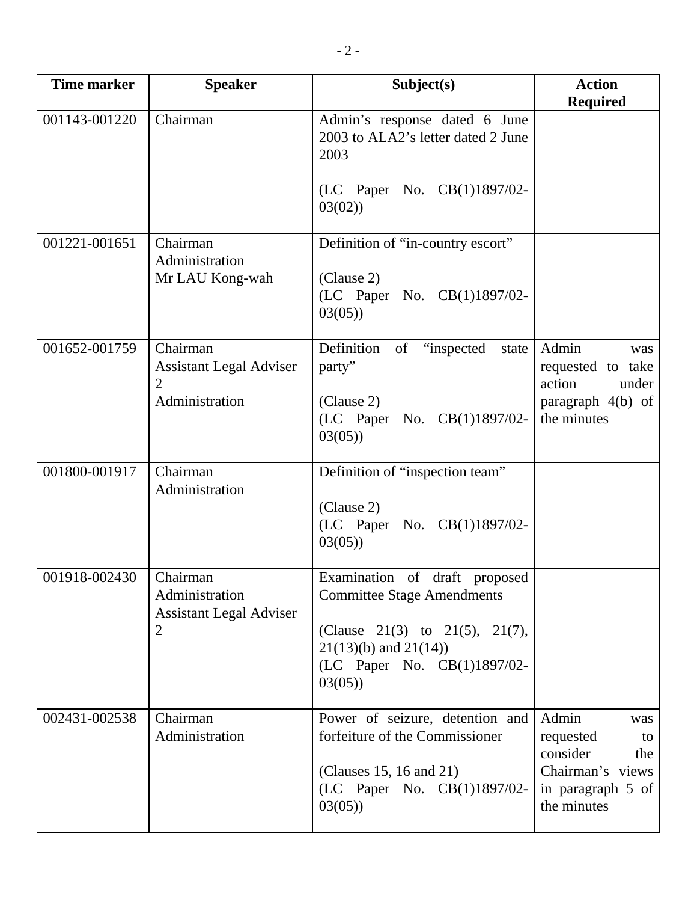| Time marker | Speaker | Subject(s) | Action Required |
| --- | --- | --- | --- |
| 001143-001220 | Chairman | Admin's response dated 6 June 2003 to ALA2's letter dated 2 June 2003<br><br>(LC Paper No. CB(1)1897/02-03(02)) | |
| 001221-001651 | Chairman<br>Administration<br>Mr LAU Kong-wah | Definition of "in-country escort"<br><br>(Clause 2)<br>(LC Paper No. CB(1)1897/02-03(05)) | |
| 001652-001759 | Chairman<br>Assistant Legal Adviser 2<br>Administration | Definition of "inspected state party"<br><br>(Clause 2)<br>(LC Paper No. CB(1)1897/02-03(05)) | Admin was requested to take action under paragraph 4(b) of the minutes |
| 001800-001917 | Chairman<br>Administration | Definition of "inspection team"<br><br>(Clause 2)<br>(LC Paper No. CB(1)1897/02-03(05)) | |
| 001918-002430 | Chairman<br>Administration<br>Assistant Legal Adviser 2 | Examination of draft proposed Committee Stage Amendments<br><br>(Clause 21(3) to 21(5), 21(7), 21(13)(b) and 21(14))<br>(LC Paper No. CB(1)1897/02-03(05)) | |
| 002431-002538 | Chairman<br>Administration | Power of seizure, detention and forfeiture of the Commissioner<br><br>(Clauses 15, 16 and 21)<br>(LC Paper No. CB(1)1897/02-03(05)) | Admin was requested to consider the Chairman's views in paragraph 5 of the minutes |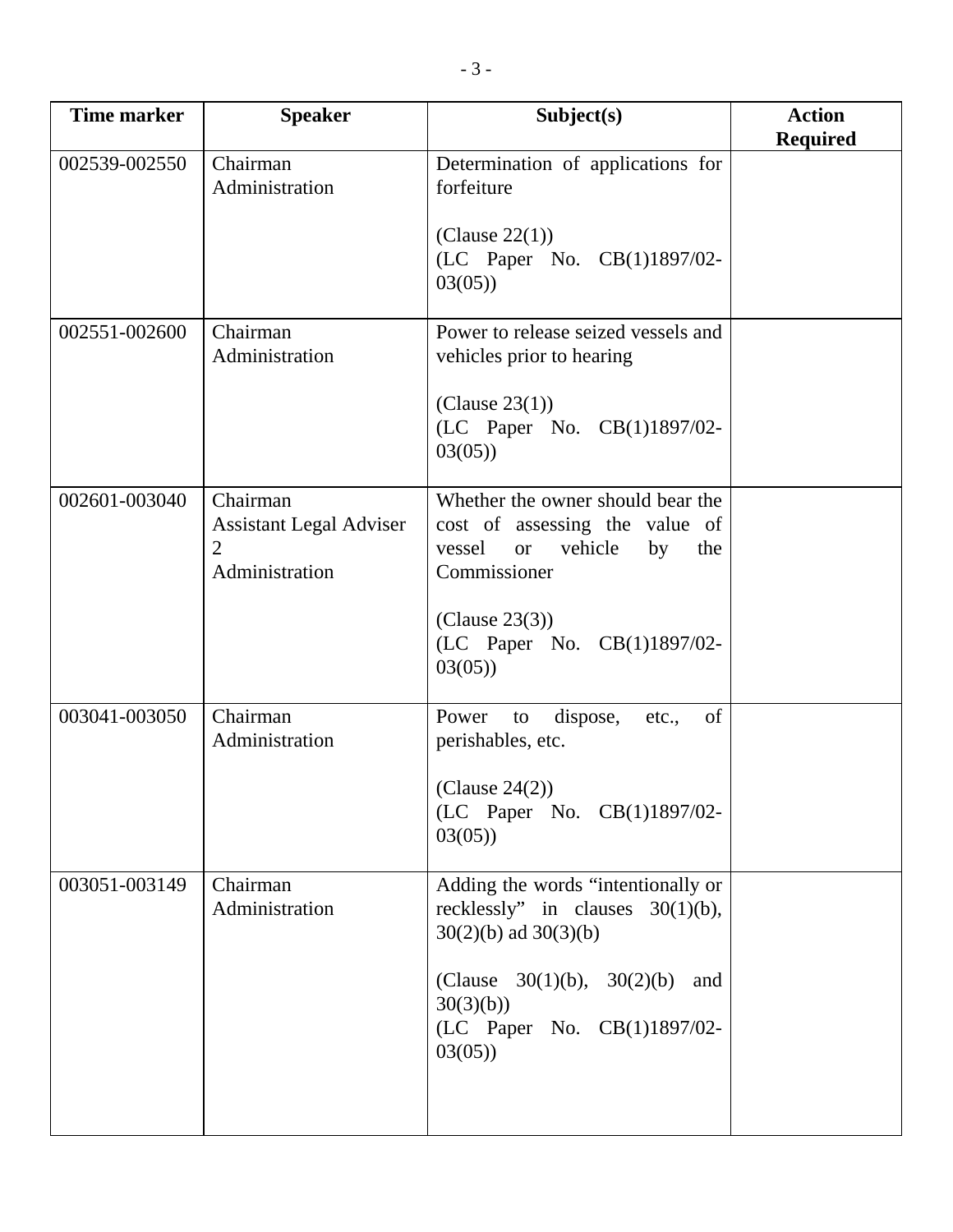| Time marker | Speaker | Subject(s) | Action Required |
|---|---|---|---|
| 002539-002550 | Chairman<br>Administration | Determination of applications for forfeiture<br><br>(Clause 22(1))<br>(LC Paper No. CB(1)1897/02-03(05)) | |
| 002551-002600 | Chairman<br>Administration | Power to release seized vessels and vehicles prior to hearing<br><br>(Clause 23(1))<br>(LC Paper No. CB(1)1897/02-03(05)) | |
| 002601-003040 | Chairman<br>Assistant Legal Adviser 2<br>Administration | Whether the owner should bear the cost of assessing the value of vessel or vehicle by the Commissioner<br><br>(Clause 23(3))<br>(LC Paper No. CB(1)1897/02-03(05)) | |
| 003041-003050 | Chairman<br>Administration | Power to dispose, etc., of perishables, etc.<br><br>(Clause 24(2))<br>(LC Paper No. CB(1)1897/02-03(05)) | |
| 003051-003149 | Chairman<br>Administration | Adding the words "intentionally or recklessly" in clauses 30(1)(b), 30(2)(b) ad 30(3)(b)<br><br>(Clause 30(1)(b), 30(2)(b) and 30(3)(b))<br>(LC Paper No. CB(1)1897/02-03(05)) | |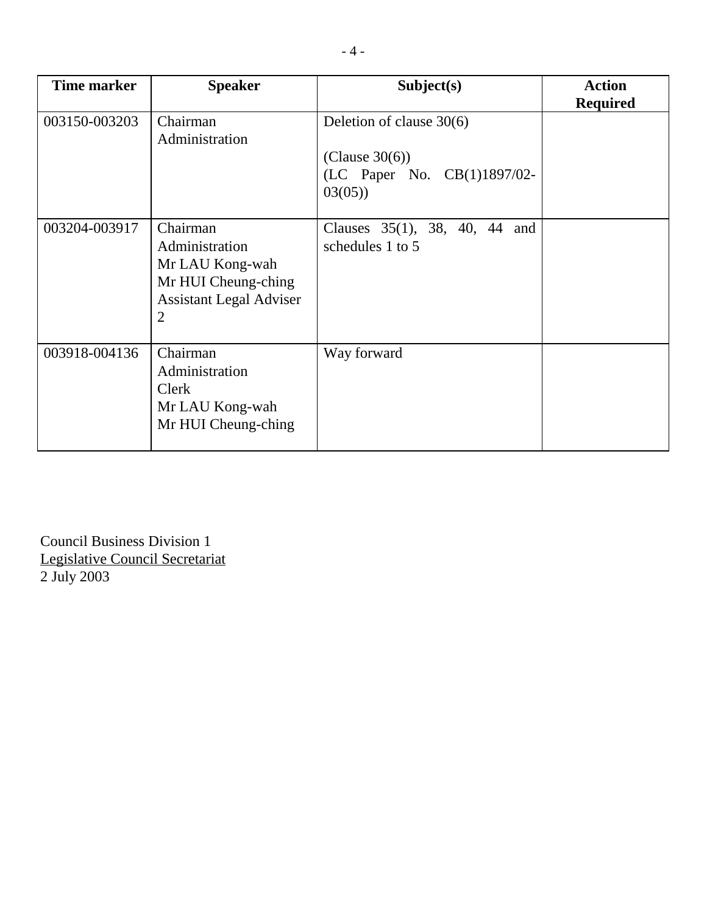| Time marker | Speaker | Subject(s) | Action Required |
|---|---|---|---|
| 003150-003203 | Chairman<br>Administration | Deletion of clause 30(6)<br><br>(Clause 30(6))<br>(LC Paper No. CB(1)1897/02-03(05)) | |
| 003204-003917 | Chairman<br>Administration<br>Mr LAU Kong-wah<br>Mr HUI Cheung-ching<br>Assistant Legal Adviser 2 | Clauses 35(1), 38, 40, 44 and schedules 1 to 5 | |
| 003918-004136 | Chairman<br>Administration<br>Clerk<br>Mr LAU Kong-wah<br>Mr HUI Cheung-ching | Way forward | |

Council Business Division 1
Legislative Council Secretariat
2 July 2003